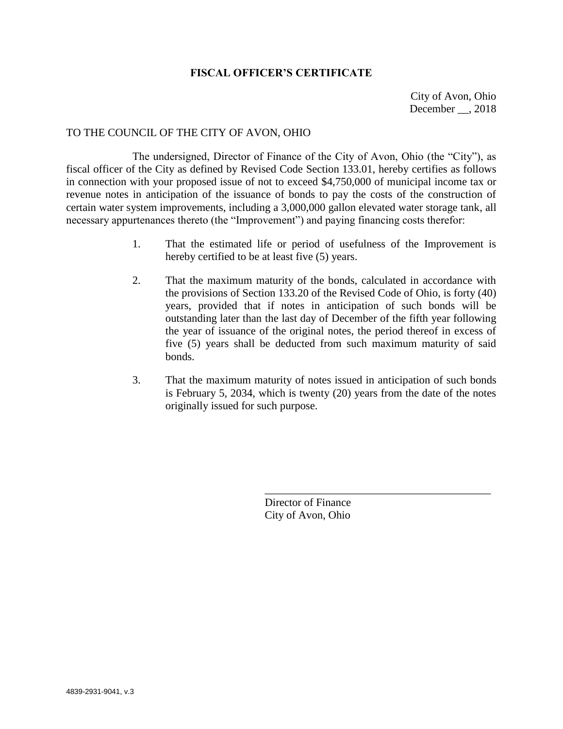# FISCAL OFFICER'S CERTIFICATE

City of Avon, Ohio
December __, 2018

TO THE COUNCIL OF THE CITY OF AVON, OHIO

The undersigned, Director of Finance of the City of Avon, Ohio (the "City"), as fiscal officer of the City as defined by Revised Code Section 133.01, hereby certifies as follows in connection with your proposed issue of not to exceed $4,750,000 of municipal income tax or revenue notes in anticipation of the issuance of bonds to pay the costs of the construction of certain water system improvements, including a 3,000,000 gallon elevated water storage tank, all necessary appurtenances thereto (the "Improvement") and paying financing costs therefor:

1. That the estimated life or period of usefulness of the Improvement is hereby certified to be at least five (5) years.

2. That the maximum maturity of the bonds, calculated in accordance with the provisions of Section 133.20 of the Revised Code of Ohio, is forty (40) years, provided that if notes in anticipation of such bonds will be outstanding later than the last day of December of the fifth year following the year of issuance of the original notes, the period thereof in excess of five (5) years shall be deducted from such maximum maturity of said bonds.

3. That the maximum maturity of notes issued in anticipation of such bonds is February 5, 2034, which is twenty (20) years from the date of the notes originally issued for such purpose.

\_\_\_\_\_\_\_\_\_\_\_\_\_\_\_\_\_\_\_\_\_\_\_\_\_\_\_\_\_\_\_\_\_\_\_\_\_\_\_\_

Director of Finance
City of Avon, Ohio

4839-2931-9041, v.3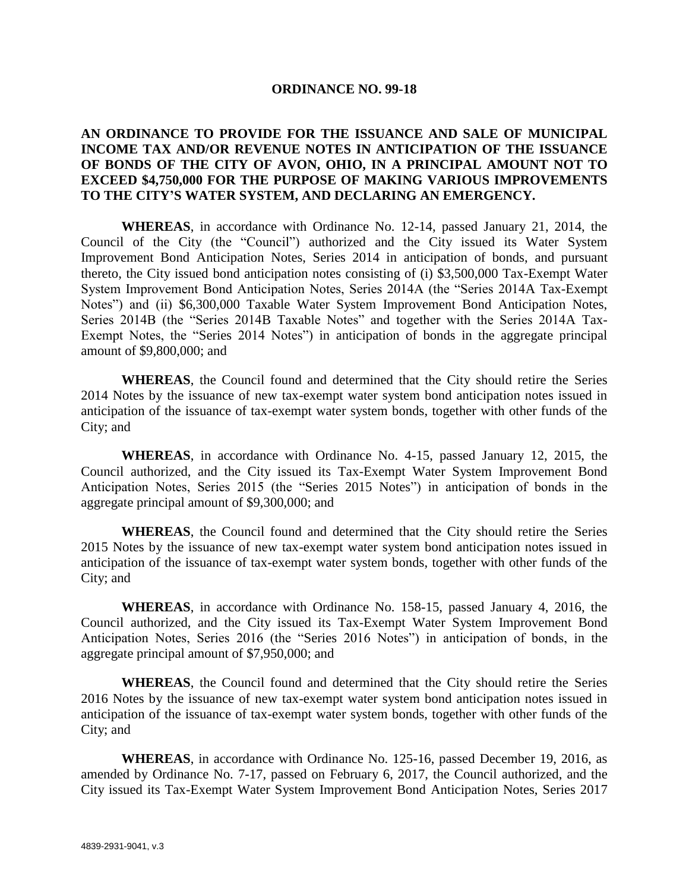**ORDINANCE NO. 99-18**

**AN ORDINANCE TO PROVIDE FOR THE ISSUANCE AND SALE OF MUNICIPAL INCOME TAX AND/OR REVENUE NOTES IN ANTICIPATION OF THE ISSUANCE OF BONDS OF THE CITY OF AVON, OHIO, IN A PRINCIPAL AMOUNT NOT TO EXCEED $4,750,000 FOR THE PURPOSE OF MAKING VARIOUS IMPROVEMENTS TO THE CITY'S WATER SYSTEM, AND DECLARING AN EMERGENCY.**

**WHEREAS**, in accordance with Ordinance No. 12-14, passed January 21, 2014, the Council of the City (the "Council") authorized and the City issued its Water System Improvement Bond Anticipation Notes, Series 2014 in anticipation of bonds, and pursuant thereto, the City issued bond anticipation notes consisting of (i) $3,500,000 Tax-Exempt Water System Improvement Bond Anticipation Notes, Series 2014A (the "Series 2014A Tax-Exempt Notes") and (ii) $6,300,000 Taxable Water System Improvement Bond Anticipation Notes, Series 2014B (the "Series 2014B Taxable Notes" and together with the Series 2014A Tax-Exempt Notes, the "Series 2014 Notes") in anticipation of bonds in the aggregate principal amount of $9,800,000; and

**WHEREAS**, the Council found and determined that the City should retire the Series 2014 Notes by the issuance of new tax-exempt water system bond anticipation notes issued in anticipation of the issuance of tax-exempt water system bonds, together with other funds of the City; and

**WHEREAS**, in accordance with Ordinance No. 4-15, passed January 12, 2015, the Council authorized, and the City issued its Tax-Exempt Water System Improvement Bond Anticipation Notes, Series 2015 (the "Series 2015 Notes") in anticipation of bonds in the aggregate principal amount of $9,300,000; and

**WHEREAS**, the Council found and determined that the City should retire the Series 2015 Notes by the issuance of new tax-exempt water system bond anticipation notes issued in anticipation of the issuance of tax-exempt water system bonds, together with other funds of the City; and

**WHEREAS**, in accordance with Ordinance No. 158-15, passed January 4, 2016, the Council authorized, and the City issued its Tax-Exempt Water System Improvement Bond Anticipation Notes, Series 2016 (the "Series 2016 Notes") in anticipation of bonds, in the aggregate principal amount of $7,950,000; and

**WHEREAS**, the Council found and determined that the City should retire the Series 2016 Notes by the issuance of new tax-exempt water system bond anticipation notes issued in anticipation of the issuance of tax-exempt water system bonds, together with other funds of the City; and

**WHEREAS**, in accordance with Ordinance No. 125-16, passed December 19, 2016, as amended by Ordinance No. 7-17, passed on February 6, 2017, the Council authorized, and the City issued its Tax-Exempt Water System Improvement Bond Anticipation Notes, Series 2017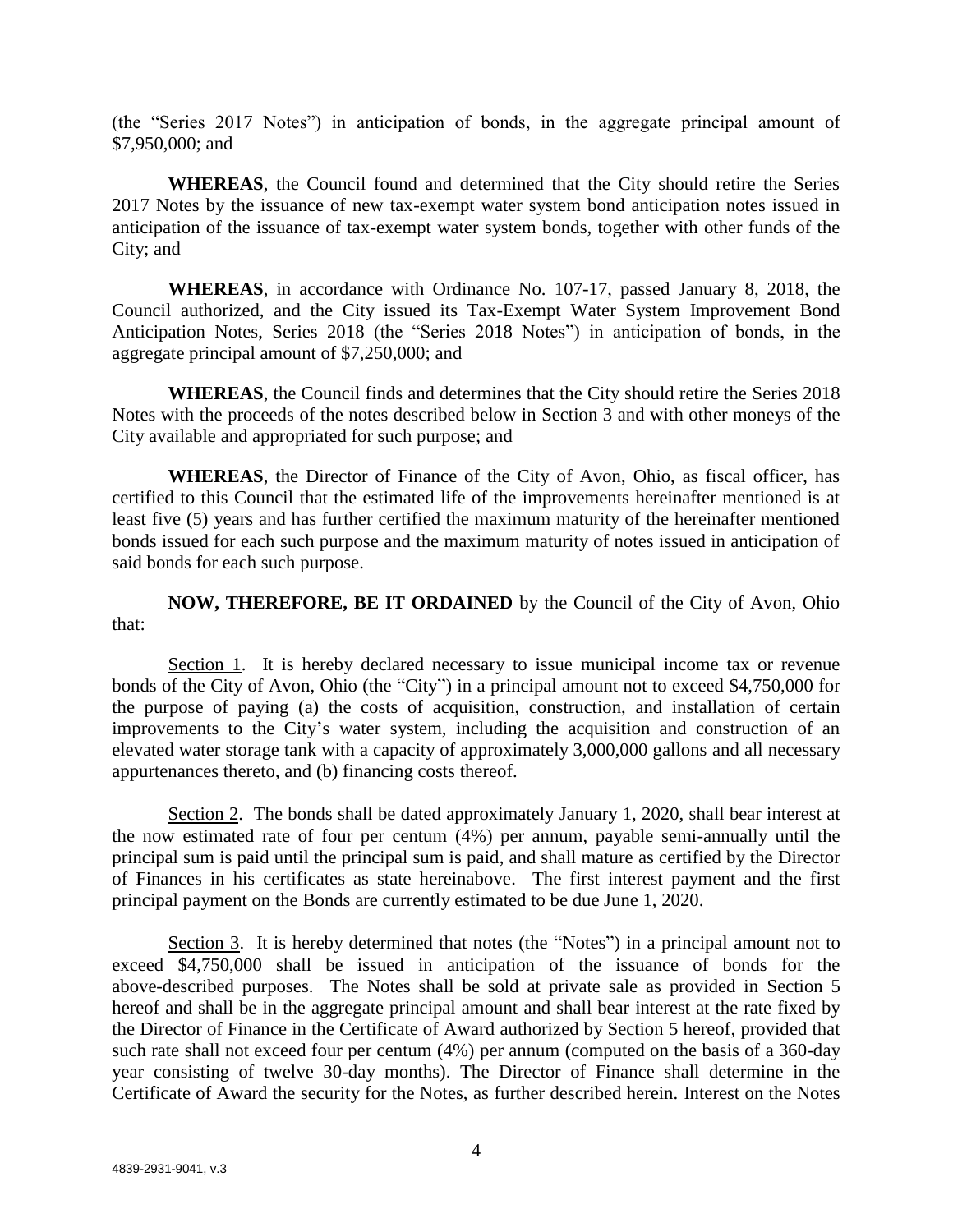(the "Series 2017 Notes") in anticipation of bonds, in the aggregate principal amount of $7,950,000; and

**WHEREAS**, the Council found and determined that the City should retire the Series 2017 Notes by the issuance of new tax-exempt water system bond anticipation notes issued in anticipation of the issuance of tax-exempt water system bonds, together with other funds of the City; and

**WHEREAS**, in accordance with Ordinance No. 107-17, passed January 8, 2018, the Council authorized, and the City issued its Tax-Exempt Water System Improvement Bond Anticipation Notes, Series 2018 (the "Series 2018 Notes") in anticipation of bonds, in the aggregate principal amount of $7,250,000; and

**WHEREAS**, the Council finds and determines that the City should retire the Series 2018 Notes with the proceeds of the notes described below in Section 3 and with other moneys of the City available and appropriated for such purpose; and

**WHEREAS**, the Director of Finance of the City of Avon, Ohio, as fiscal officer, has certified to this Council that the estimated life of the improvements hereinafter mentioned is at least five (5) years and has further certified the maximum maturity of the hereinafter mentioned bonds issued for each such purpose and the maximum maturity of notes issued in anticipation of said bonds for each such purpose.

**NOW, THEREFORE, BE IT ORDAINED** by the Council of the City of Avon, Ohio that:

Section 1. It is hereby declared necessary to issue municipal income tax or revenue bonds of the City of Avon, Ohio (the "City") in a principal amount not to exceed $4,750,000 for the purpose of paying (a) the costs of acquisition, construction, and installation of certain improvements to the City's water system, including the acquisition and construction of an elevated water storage tank with a capacity of approximately 3,000,000 gallons and all necessary appurtenances thereto, and (b) financing costs thereof.

Section 2. The bonds shall be dated approximately January 1, 2020, shall bear interest at the now estimated rate of four per centum (4%) per annum, payable semi-annually until the principal sum is paid until the principal sum is paid, and shall mature as certified by the Director of Finances in his certificates as state hereinabove. The first interest payment and the first principal payment on the Bonds are currently estimated to be due June 1, 2020.

Section 3. It is hereby determined that notes (the "Notes") in a principal amount not to exceed $4,750,000 shall be issued in anticipation of the issuance of bonds for the above-described purposes. The Notes shall be sold at private sale as provided in Section 5 hereof and shall be in the aggregate principal amount and shall bear interest at the rate fixed by the Director of Finance in the Certificate of Award authorized by Section 5 hereof, provided that such rate shall not exceed four per centum (4%) per annum (computed on the basis of a 360-day year consisting of twelve 30-day months). The Director of Finance shall determine in the Certificate of Award the security for the Notes, as further described herein. Interest on the Notes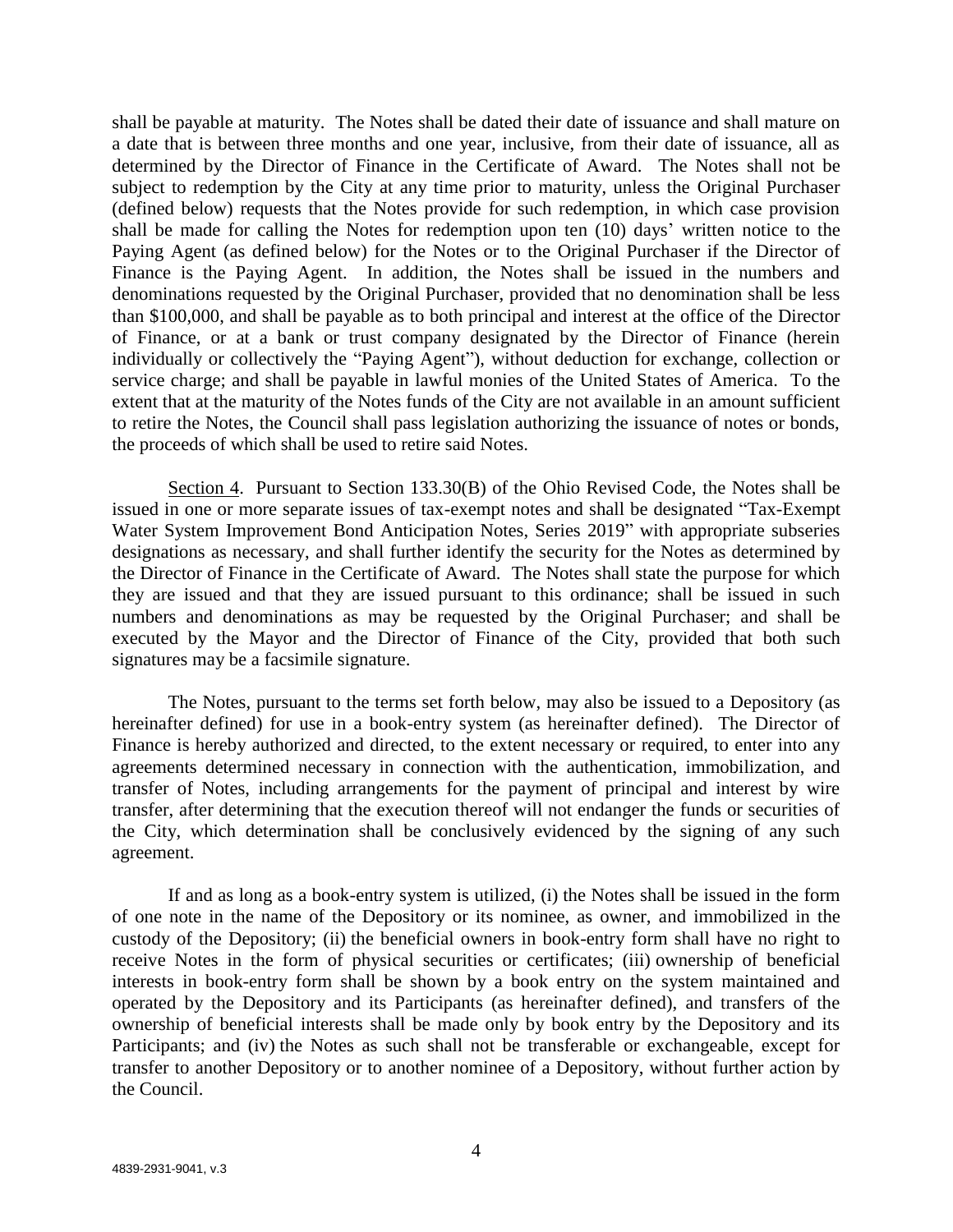shall be payable at maturity. The Notes shall be dated their date of issuance and shall mature on a date that is between three months and one year, inclusive, from their date of issuance, all as determined by the Director of Finance in the Certificate of Award. The Notes shall not be subject to redemption by the City at any time prior to maturity, unless the Original Purchaser (defined below) requests that the Notes provide for such redemption, in which case provision shall be made for calling the Notes for redemption upon ten (10) days' written notice to the Paying Agent (as defined below) for the Notes or to the Original Purchaser if the Director of Finance is the Paying Agent. In addition, the Notes shall be issued in the numbers and denominations requested by the Original Purchaser, provided that no denomination shall be less than \$100,000, and shall be payable as to both principal and interest at the office of the Director of Finance, or at a bank or trust company designated by the Director of Finance (herein individually or collectively the "Paying Agent"), without deduction for exchange, collection or service charge; and shall be payable in lawful monies of the United States of America. To the extent that at the maturity of the Notes funds of the City are not available in an amount sufficient to retire the Notes, the Council shall pass legislation authorizing the issuance of notes or bonds, the proceeds of which shall be used to retire said Notes.

Section 4. Pursuant to Section 133.30(B) of the Ohio Revised Code, the Notes shall be issued in one or more separate issues of tax-exempt notes and shall be designated "Tax-Exempt Water System Improvement Bond Anticipation Notes, Series 2019" with appropriate subseries designations as necessary, and shall further identify the security for the Notes as determined by the Director of Finance in the Certificate of Award. The Notes shall state the purpose for which they are issued and that they are issued pursuant to this ordinance; shall be issued in such numbers and denominations as may be requested by the Original Purchaser; and shall be executed by the Mayor and the Director of Finance of the City, provided that both such signatures may be a facsimile signature.

The Notes, pursuant to the terms set forth below, may also be issued to a Depository (as hereinafter defined) for use in a book-entry system (as hereinafter defined). The Director of Finance is hereby authorized and directed, to the extent necessary or required, to enter into any agreements determined necessary in connection with the authentication, immobilization, and transfer of Notes, including arrangements for the payment of principal and interest by wire transfer, after determining that the execution thereof will not endanger the funds or securities of the City, which determination shall be conclusively evidenced by the signing of any such agreement.

If and as long as a book-entry system is utilized, (i) the Notes shall be issued in the form of one note in the name of the Depository or its nominee, as owner, and immobilized in the custody of the Depository; (ii) the beneficial owners in book-entry form shall have no right to receive Notes in the form of physical securities or certificates; (iii) ownership of beneficial interests in book-entry form shall be shown by a book entry on the system maintained and operated by the Depository and its Participants (as hereinafter defined), and transfers of the ownership of beneficial interests shall be made only by book entry by the Depository and its Participants; and (iv) the Notes as such shall not be transferable or exchangeable, except for transfer to another Depository or to another nominee of a Depository, without further action by the Council.

4839-2931-9041, v.3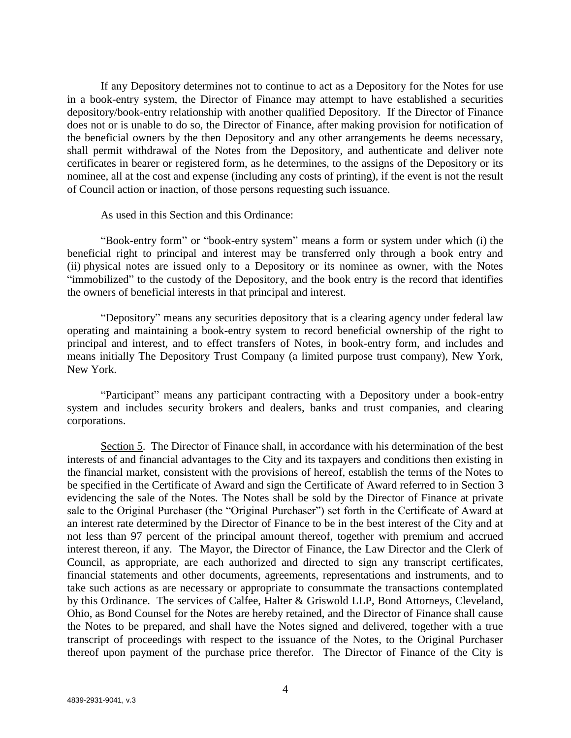If any Depository determines not to continue to act as a Depository for the Notes for use in a book-entry system, the Director of Finance may attempt to have established a securities depository/book-entry relationship with another qualified Depository. If the Director of Finance does not or is unable to do so, the Director of Finance, after making provision for notification of the beneficial owners by the then Depository and any other arrangements he deems necessary, shall permit withdrawal of the Notes from the Depository, and authenticate and deliver note certificates in bearer or registered form, as he determines, to the assigns of the Depository or its nominee, all at the cost and expense (including any costs of printing), if the event is not the result of Council action or inaction, of those persons requesting such issuance.

As used in this Section and this Ordinance:

"Book-entry form" or "book-entry system" means a form or system under which (i) the beneficial right to principal and interest may be transferred only through a book entry and (ii) physical notes are issued only to a Depository or its nominee as owner, with the Notes "immobilized" to the custody of the Depository, and the book entry is the record that identifies the owners of beneficial interests in that principal and interest.

"Depository" means any securities depository that is a clearing agency under federal law operating and maintaining a book-entry system to record beneficial ownership of the right to principal and interest, and to effect transfers of Notes, in book-entry form, and includes and means initially The Depository Trust Company (a limited purpose trust company), New York, New York.

"Participant" means any participant contracting with a Depository under a book-entry system and includes security brokers and dealers, banks and trust companies, and clearing corporations.

Section 5. The Director of Finance shall, in accordance with his determination of the best interests of and financial advantages to the City and its taxpayers and conditions then existing in the financial market, consistent with the provisions of hereof, establish the terms of the Notes to be specified in the Certificate of Award and sign the Certificate of Award referred to in Section 3 evidencing the sale of the Notes. The Notes shall be sold by the Director of Finance at private sale to the Original Purchaser (the "Original Purchaser") set forth in the Certificate of Award at an interest rate determined by the Director of Finance to be in the best interest of the City and at not less than 97 percent of the principal amount thereof, together with premium and accrued interest thereon, if any. The Mayor, the Director of Finance, the Law Director and the Clerk of Council, as appropriate, are each authorized and directed to sign any transcript certificates, financial statements and other documents, agreements, representations and instruments, and to take such actions as are necessary or appropriate to consummate the transactions contemplated by this Ordinance. The services of Calfee, Halter & Griswold LLP, Bond Attorneys, Cleveland, Ohio, as Bond Counsel for the Notes are hereby retained, and the Director of Finance shall cause the Notes to be prepared, and shall have the Notes signed and delivered, together with a true transcript of proceedings with respect to the issuance of the Notes, to the Original Purchaser thereof upon payment of the purchase price therefor. The Director of Finance of the City is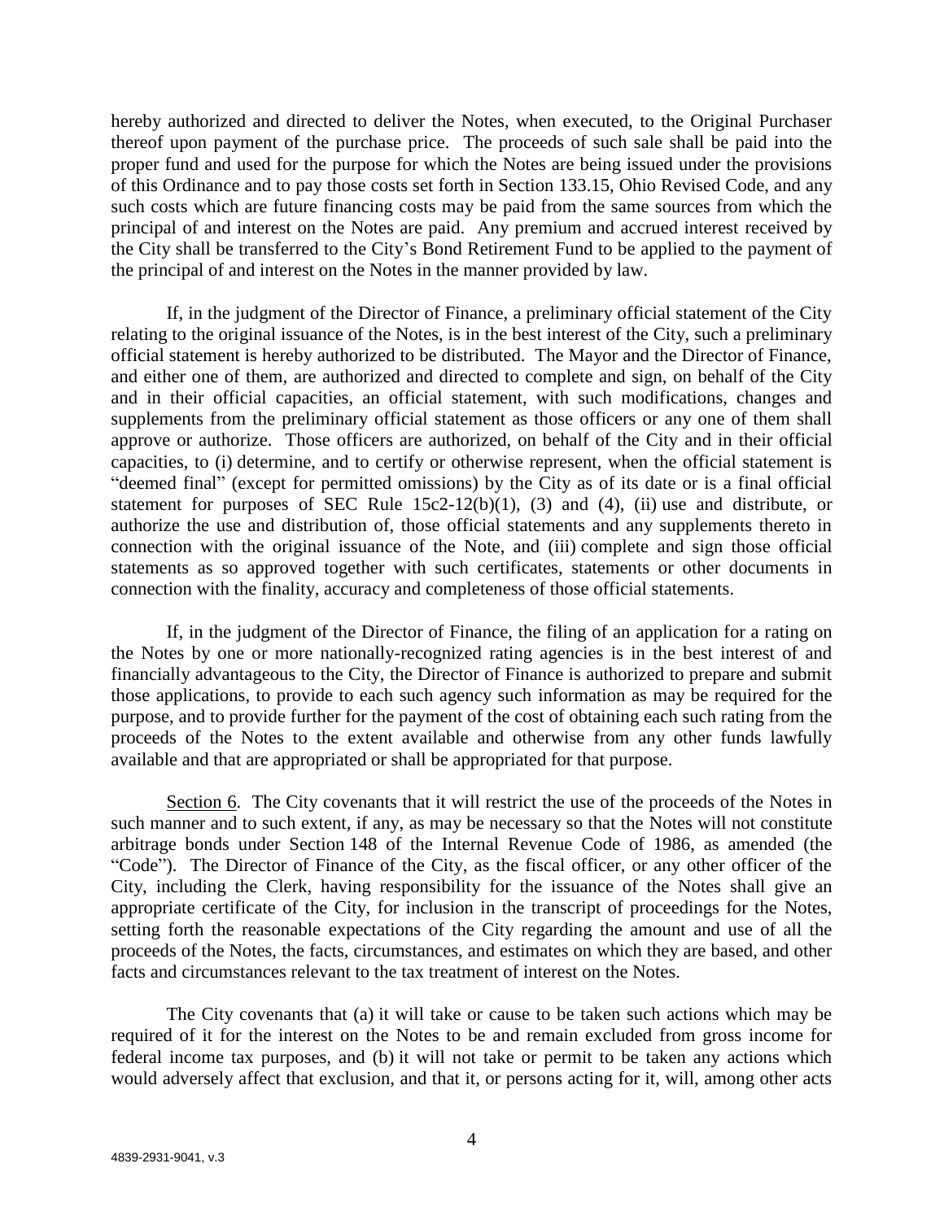hereby authorized and directed to deliver the Notes, when executed, to the Original Purchaser thereof upon payment of the purchase price. The proceeds of such sale shall be paid into the proper fund and used for the purpose for which the Notes are being issued under the provisions of this Ordinance and to pay those costs set forth in Section 133.15, Ohio Revised Code, and any such costs which are future financing costs may be paid from the same sources from which the principal of and interest on the Notes are paid. Any premium and accrued interest received by the City shall be transferred to the City's Bond Retirement Fund to be applied to the payment of the principal of and interest on the Notes in the manner provided by law.

If, in the judgment of the Director of Finance, a preliminary official statement of the City relating to the original issuance of the Notes, is in the best interest of the City, such a preliminary official statement is hereby authorized to be distributed. The Mayor and the Director of Finance, and either one of them, are authorized and directed to complete and sign, on behalf of the City and in their official capacities, an official statement, with such modifications, changes and supplements from the preliminary official statement as those officers or any one of them shall approve or authorize. Those officers are authorized, on behalf of the City and in their official capacities, to (i) determine, and to certify or otherwise represent, when the official statement is "deemed final" (except for permitted omissions) by the City as of its date or is a final official statement for purposes of SEC Rule 15c2-12(b)(1), (3) and (4), (ii) use and distribute, or authorize the use and distribution of, those official statements and any supplements thereto in connection with the original issuance of the Note, and (iii) complete and sign those official statements as so approved together with such certificates, statements or other documents in connection with the finality, accuracy and completeness of those official statements.

If, in the judgment of the Director of Finance, the filing of an application for a rating on the Notes by one or more nationally-recognized rating agencies is in the best interest of and financially advantageous to the City, the Director of Finance is authorized to prepare and submit those applications, to provide to each such agency such information as may be required for the purpose, and to provide further for the payment of the cost of obtaining each such rating from the proceeds of the Notes to the extent available and otherwise from any other funds lawfully available and that are appropriated or shall be appropriated for that purpose.

Section 6. The City covenants that it will restrict the use of the proceeds of the Notes in such manner and to such extent, if any, as may be necessary so that the Notes will not constitute arbitrage bonds under Section 148 of the Internal Revenue Code of 1986, as amended (the "Code"). The Director of Finance of the City, as the fiscal officer, or any other officer of the City, including the Clerk, having responsibility for the issuance of the Notes shall give an appropriate certificate of the City, for inclusion in the transcript of proceedings for the Notes, setting forth the reasonable expectations of the City regarding the amount and use of all the proceeds of the Notes, the facts, circumstances, and estimates on which they are based, and other facts and circumstances relevant to the tax treatment of interest on the Notes.

The City covenants that (a) it will take or cause to be taken such actions which may be required of it for the interest on the Notes to be and remain excluded from gross income for federal income tax purposes, and (b) it will not take or permit to be taken any actions which would adversely affect that exclusion, and that it, or persons acting for it, will, among other acts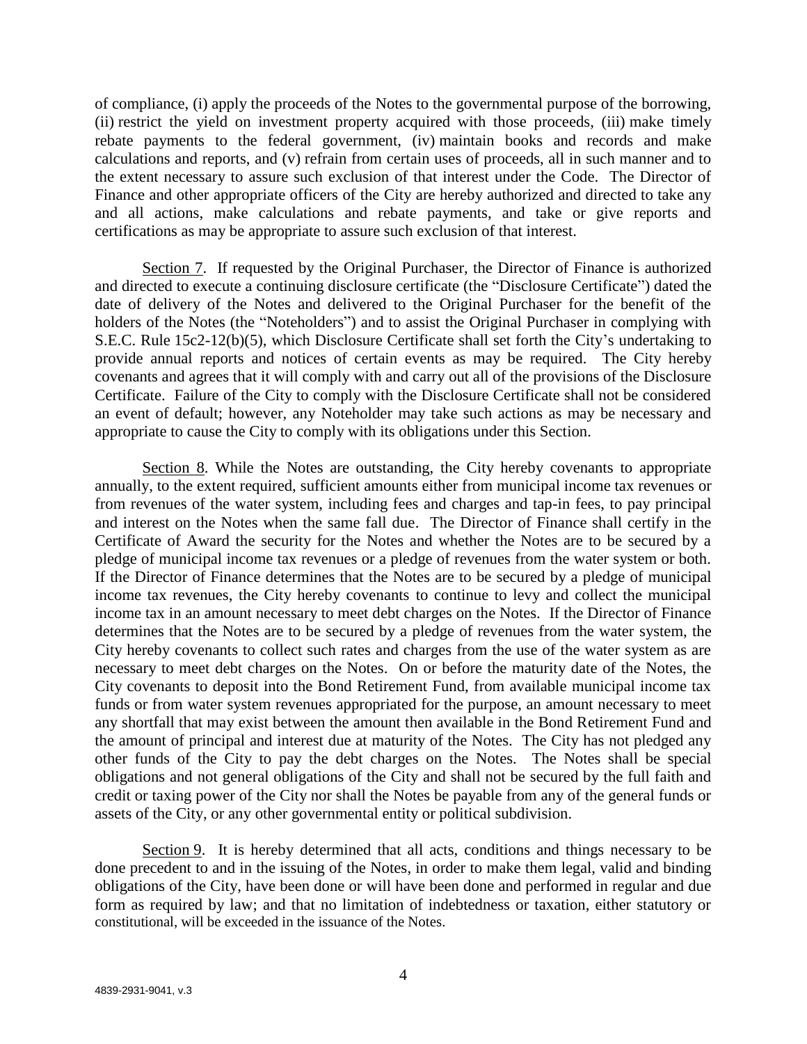of compliance, (i) apply the proceeds of the Notes to the governmental purpose of the borrowing, (ii) restrict the yield on investment property acquired with those proceeds, (iii) make timely rebate payments to the federal government, (iv) maintain books and records and make calculations and reports, and (v) refrain from certain uses of proceeds, all in such manner and to the extent necessary to assure such exclusion of that interest under the Code. The Director of Finance and other appropriate officers of the City are hereby authorized and directed to take any and all actions, make calculations and rebate payments, and take or give reports and certifications as may be appropriate to assure such exclusion of that interest.

Section 7. If requested by the Original Purchaser, the Director of Finance is authorized and directed to execute a continuing disclosure certificate (the "Disclosure Certificate") dated the date of delivery of the Notes and delivered to the Original Purchaser for the benefit of the holders of the Notes (the "Noteholders") and to assist the Original Purchaser in complying with S.E.C. Rule 15c2-12(b)(5), which Disclosure Certificate shall set forth the City's undertaking to provide annual reports and notices of certain events as may be required. The City hereby covenants and agrees that it will comply with and carry out all of the provisions of the Disclosure Certificate. Failure of the City to comply with the Disclosure Certificate shall not be considered an event of default; however, any Noteholder may take such actions as may be necessary and appropriate to cause the City to comply with its obligations under this Section.

Section 8. While the Notes are outstanding, the City hereby covenants to appropriate annually, to the extent required, sufficient amounts either from municipal income tax revenues or from revenues of the water system, including fees and charges and tap-in fees, to pay principal and interest on the Notes when the same fall due. The Director of Finance shall certify in the Certificate of Award the security for the Notes and whether the Notes are to be secured by a pledge of municipal income tax revenues or a pledge of revenues from the water system or both. If the Director of Finance determines that the Notes are to be secured by a pledge of municipal income tax revenues, the City hereby covenants to continue to levy and collect the municipal income tax in an amount necessary to meet debt charges on the Notes. If the Director of Finance determines that the Notes are to be secured by a pledge of revenues from the water system, the City hereby covenants to collect such rates and charges from the use of the water system as are necessary to meet debt charges on the Notes. On or before the maturity date of the Notes, the City covenants to deposit into the Bond Retirement Fund, from available municipal income tax funds or from water system revenues appropriated for the purpose, an amount necessary to meet any shortfall that may exist between the amount then available in the Bond Retirement Fund and the amount of principal and interest due at maturity of the Notes. The City has not pledged any other funds of the City to pay the debt charges on the Notes. The Notes shall be special obligations and not general obligations of the City and shall not be secured by the full faith and credit or taxing power of the City nor shall the Notes be payable from any of the general funds or assets of the City, or any other governmental entity or political subdivision.

Section 9. It is hereby determined that all acts, conditions and things necessary to be done precedent to and in the issuing of the Notes, in order to make them legal, valid and binding obligations of the City, have been done or will have been done and performed in regular and due form as required by law; and that no limitation of indebtedness or taxation, either statutory or constitutional, will be exceeded in the issuance of the Notes.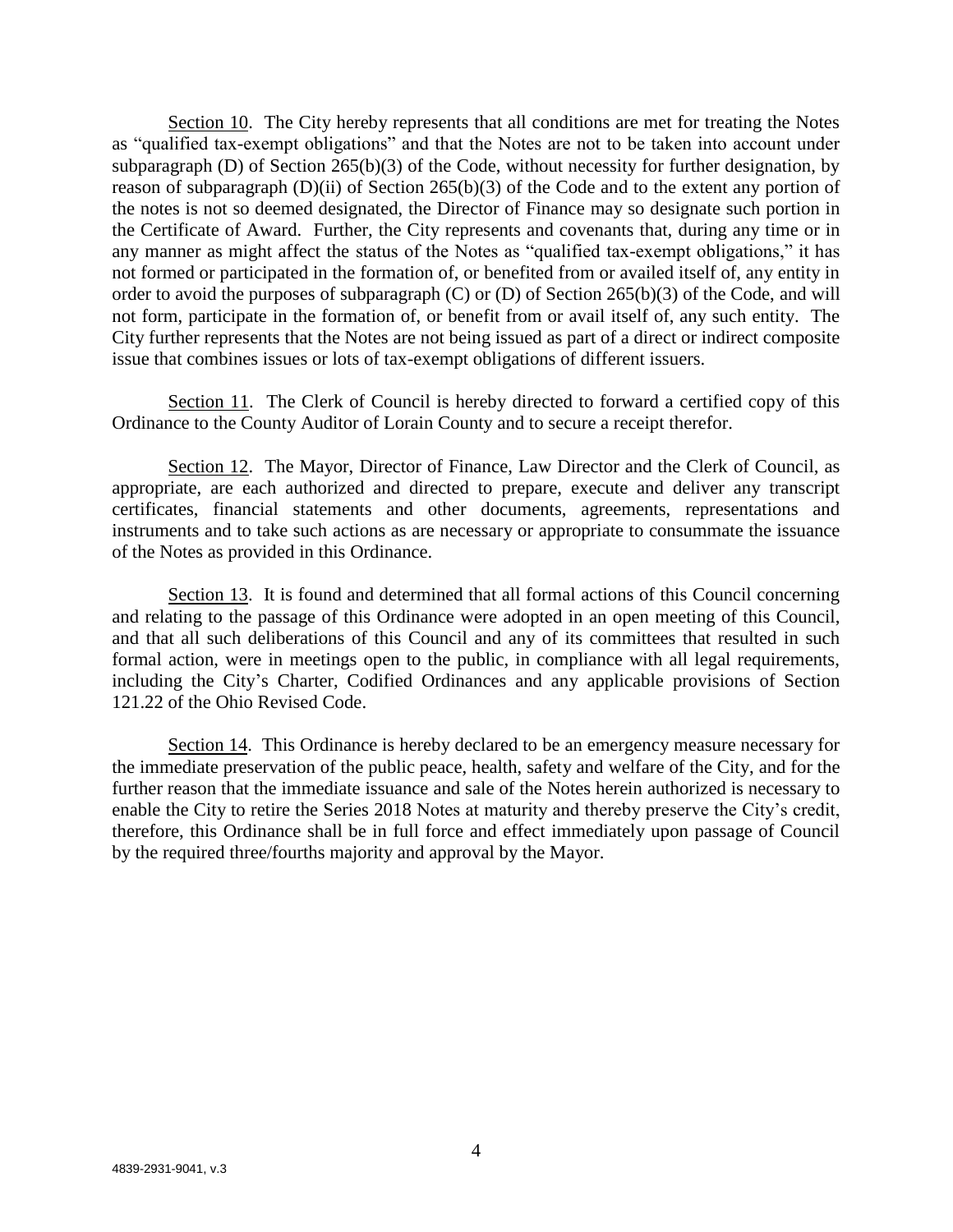Section 10. The City hereby represents that all conditions are met for treating the Notes as "qualified tax-exempt obligations" and that the Notes are not to be taken into account under subparagraph (D) of Section 265(b)(3) of the Code, without necessity for further designation, by reason of subparagraph (D)(ii) of Section 265(b)(3) of the Code and to the extent any portion of the notes is not so deemed designated, the Director of Finance may so designate such portion in the Certificate of Award. Further, the City represents and covenants that, during any time or in any manner as might affect the status of the Notes as "qualified tax-exempt obligations," it has not formed or participated in the formation of, or benefited from or availed itself of, any entity in order to avoid the purposes of subparagraph (C) or (D) of Section 265(b)(3) of the Code, and will not form, participate in the formation of, or benefit from or avail itself of, any such entity. The City further represents that the Notes are not being issued as part of a direct or indirect composite issue that combines issues or lots of tax-exempt obligations of different issuers.

Section 11. The Clerk of Council is hereby directed to forward a certified copy of this Ordinance to the County Auditor of Lorain County and to secure a receipt therefor.

Section 12. The Mayor, Director of Finance, Law Director and the Clerk of Council, as appropriate, are each authorized and directed to prepare, execute and deliver any transcript certificates, financial statements and other documents, agreements, representations and instruments and to take such actions as are necessary or appropriate to consummate the issuance of the Notes as provided in this Ordinance.

Section 13. It is found and determined that all formal actions of this Council concerning and relating to the passage of this Ordinance were adopted in an open meeting of this Council, and that all such deliberations of this Council and any of its committees that resulted in such formal action, were in meetings open to the public, in compliance with all legal requirements, including the City's Charter, Codified Ordinances and any applicable provisions of Section 121.22 of the Ohio Revised Code.

Section 14. This Ordinance is hereby declared to be an emergency measure necessary for the immediate preservation of the public peace, health, safety and welfare of the City, and for the further reason that the immediate issuance and sale of the Notes herein authorized is necessary to enable the City to retire the Series 2018 Notes at maturity and thereby preserve the City's credit, therefore, this Ordinance shall be in full force and effect immediately upon passage of Council by the required three/fourths majority and approval by the Mayor.

4839-2931-9041, v.3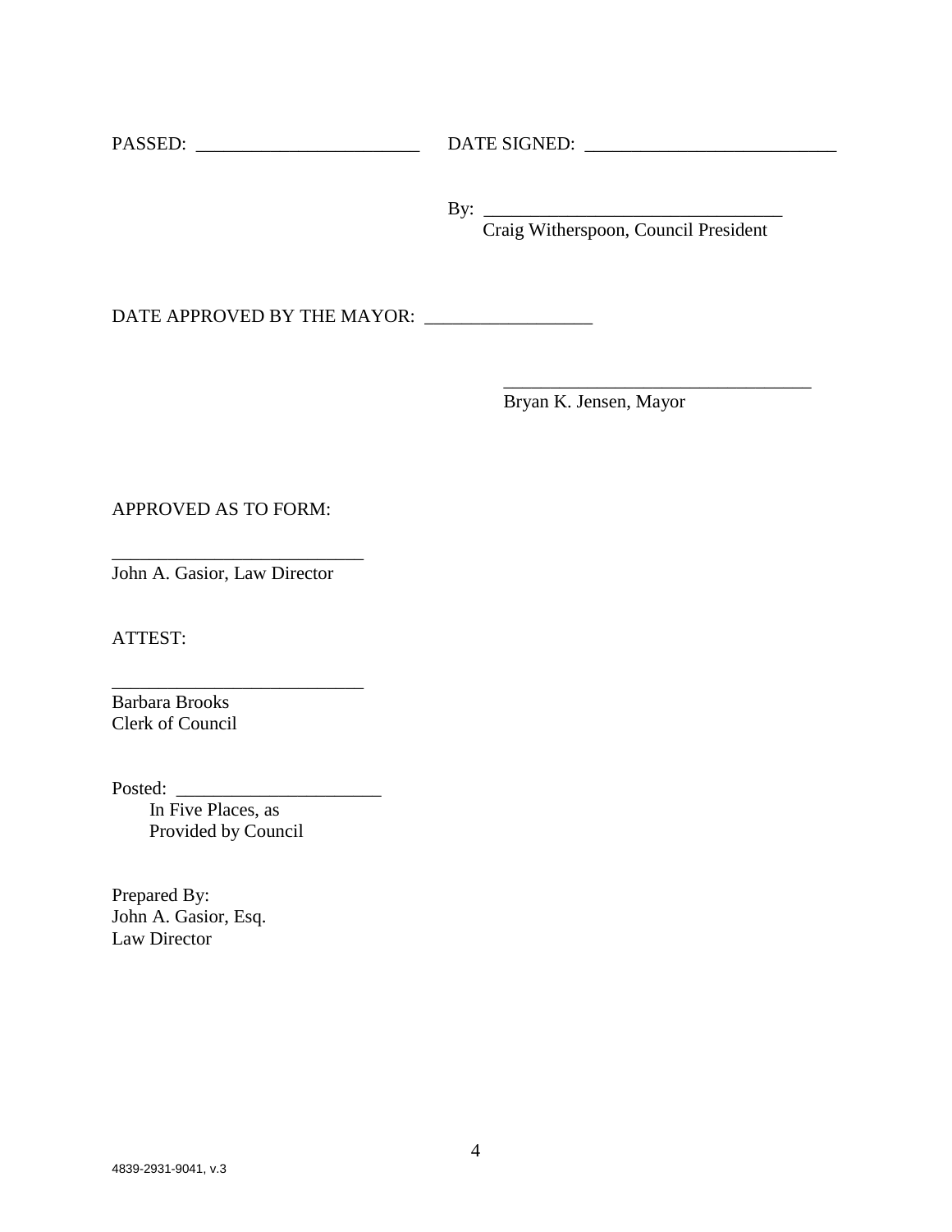PASSED: ________________________ DATE SIGNED: ___________________________

By: _______________________________
Craig Witherspoon, Council President

DATE APPROVED BY THE MAYOR: _________________

_________________________________
Bryan K. Jensen, Mayor

APPROVED AS TO FORM:

___________________________
John A. Gasior, Law Director

ATTEST:

___________________________
Barbara Brooks
Clerk of Council

Posted: ______________________
In Five Places, as
Provided by Council

Prepared By:
John A. Gasior, Esq.
Law Director

4839-2931-9041, v.3